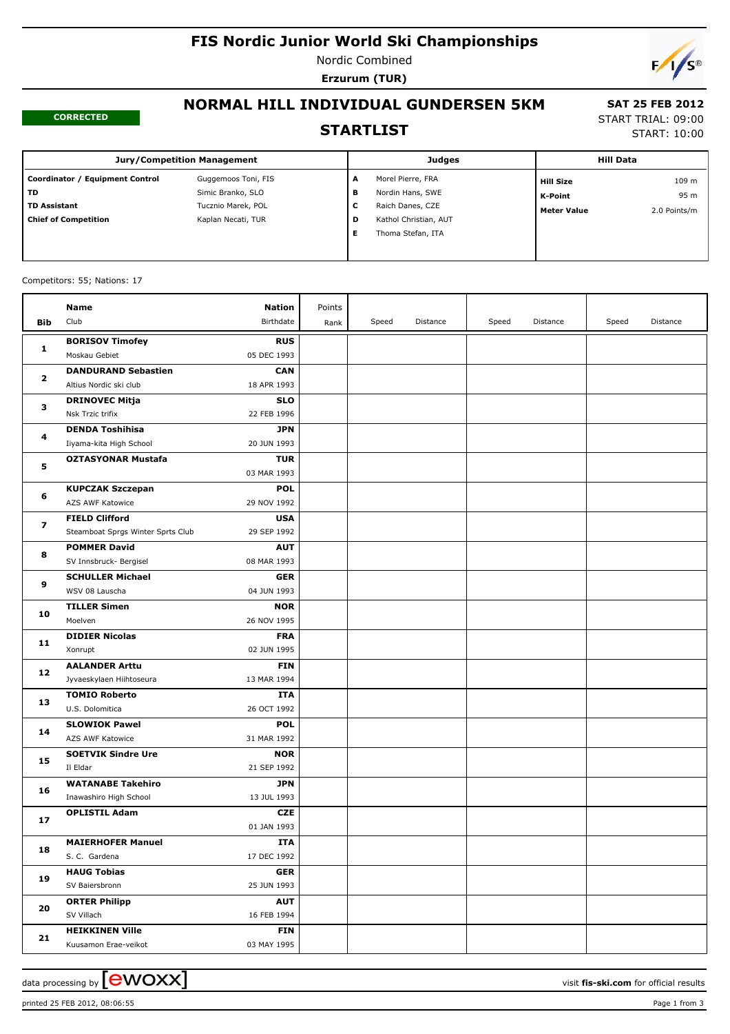# FIS Nordic Junior World Ski Championships

Nordic Combined

**Erzurum (TUR)**

## NORMAL HILL INDIVIDUAL GUNDERSEN 5KM

## STARTLIST

**CORRECTED**

**SAT 25 FEB 2012**

START TRIAL: 09:00

START: 10:00

| Jury/Competition Management | | Judges | | Hill Data | |
|---|---|---|---|---|---|
| **Coordinator / Equipment Control** | Guggemoos Toni, FIS | **A** | Morel Pierre, FRA | **Hill Size** | 109 m |
| **TD** | Simic Branko, SLO | **B** | Nordin Hans, SWE | **K-Point** | 95 m |
| **TD Assistant** | Tucznio Marek, POL | **C** | Raich Danes, CZE | **Meter Value** | 2.0 Points/m |
| **Chief of Competition** | Kaplan Necati, TUR | **D** | Kathol Christian, AUT | | |
| | | **E** | Thoma Stefan, ITA | | |

Competitors: 55; Nations: 17

| Bib | Name / Club | Nation / Birthdate | Points / Rank | Speed | Distance | Speed | Distance | Speed | Distance |
|---|---|---|---|---|---|---|---|---|---|
| **1** | **BORISOV Timofey**<br>Moskau Gebiet | **RUS**<br>05 DEC 1993 | | | | | | | |
| **2** | **DANDURAND Sebastien**<br>Altius Nordic ski club | **CAN**<br>18 APR 1993 | | | | | | | |
| **3** | **DRINOVEC Mitja**<br>Nsk Trzic trifix | **SLO**<br>22 FEB 1996 | | | | | | | |
| **4** | **DENDA Toshihisa**<br>Iiyama-kita High School | **JPN**<br>20 JUN 1993 | | | | | | | |
| **5** | **OZTASYONAR Mustafa** | **TUR**<br>03 MAR 1993 | | | | | | | |
| **6** | **KUPCZAK Szczepan**<br>AZS AWF Katowice | **POL**<br>29 NOV 1992 | | | | | | | |
| **7** | **FIELD Clifford**<br>Steamboat Sprgs Winter Sprts Club | **USA**<br>29 SEP 1992 | | | | | | | |
| **8** | **POMMER David**<br>SV Innsbruck- Bergisel | **AUT**<br>08 MAR 1993 | | | | | | | |
| **9** | **SCHULLER Michael**<br>WSV 08 Lauscha | **GER**<br>04 JUN 1993 | | | | | | | |
| **10** | **TILLER Simen**<br>Moelven | **NOR**<br>26 NOV 1995 | | | | | | | |
| **11** | **DIDIER Nicolas**<br>Xonrupt | **FRA**<br>02 JUN 1995 | | | | | | | |
| **12** | **AALANDER Arttu**<br>Jyvaeskylaen Hiihtoseura | **FIN**<br>13 MAR 1994 | | | | | | | |
| **13** | **TOMIO Roberto**<br>U.S. Dolomitica | **ITA**<br>26 OCT 1992 | | | | | | | |
| **14** | **SLOWIOK Pawel**<br>AZS AWF Katowice | **POL**<br>31 MAR 1992 | | | | | | | |
| **15** | **SOETVIK Sindre Ure**<br>Il Eldar | **NOR**<br>21 SEP 1992 | | | | | | | |
| **16** | **WATANABE Takehiro**<br>Inawashiro High School | **JPN**<br>13 JUL 1993 | | | | | | | |
| **17** | **OPLISTIL Adam** | **CZE**<br>01 JAN 1993 | | | | | | | |
| **18** | **MAIERHOFER Manuel**<br>S. C. Gardena | **ITA**<br>17 DEC 1992 | | | | | | | |
| **19** | **HAUG Tobias**<br>SV Baiersbronn | **GER**<br>25 JUN 1993 | | | | | | | |
| **20** | **ORTER Philipp**<br>SV Villach | **AUT**<br>16 FEB 1994 | | | | | | | |
| **21** | **HEIKKINEN Ville**<br>Kuusamon Erae-veikot | **FIN**<br>03 MAY 1995 | | | | | | | |

data processing by ewoxx — visit **fis-ski.com** for official results

printed 25 FEB 2012, 08:06:55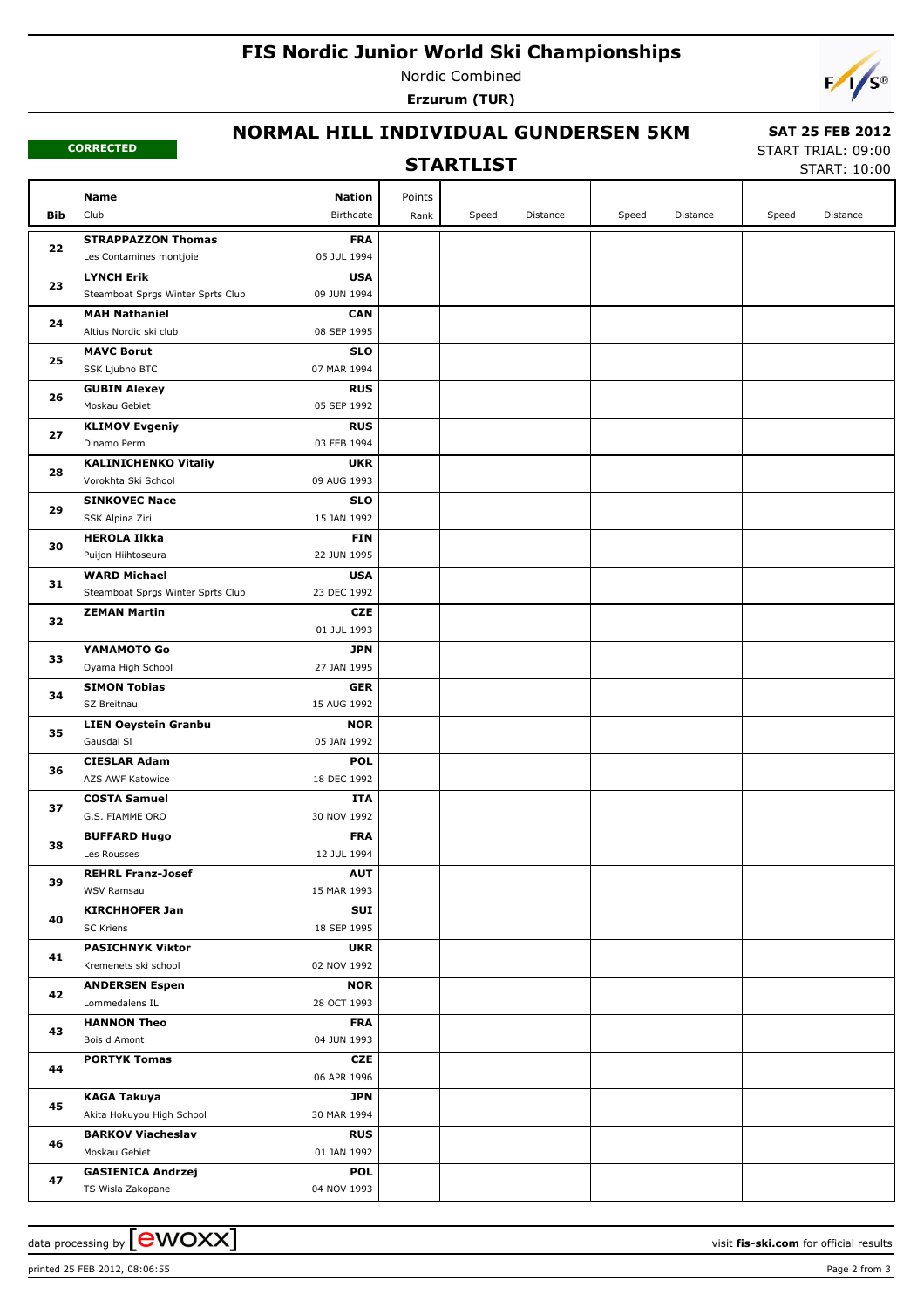# FIS Nordic Junior World Ski Championships

Nordic Combined

**Erzurum (TUR)**

**CORRECTED**

## NORMAL HILL INDIVIDUAL GUNDERSEN 5KM

**SAT 25 FEB 2012**

START TRIAL: 09:00

START: 10:00

### STARTLIST

| Bib | Name / Club | Nation / Birthdate | Points / Rank | Speed | Distance | Speed | Distance | Speed | Distance |
|---|---|---|---|---|---|---|---|---|---|
| 22 | **STRAPPAZZON Thomas**<br>Les Contamines montjoie | **FRA**<br>05 JUL 1994 | | | | | | | |
| 23 | **LYNCH Erik**<br>Steamboat Sprgs Winter Sprts Club | **USA**<br>09 JUN 1994 | | | | | | | |
| 24 | **MAH Nathaniel**<br>Altius Nordic ski club | **CAN**<br>08 SEP 1995 | | | | | | | |
| 25 | **MAVC Borut**<br>SSK Ljubno BTC | **SLO**<br>07 MAR 1994 | | | | | | | |
| 26 | **GUBIN Alexey**<br>Moskau Gebiet | **RUS**<br>05 SEP 1992 | | | | | | | |
| 27 | **KLIMOV Evgeniy**<br>Dinamo Perm | **RUS**<br>03 FEB 1994 | | | | | | | |
| 28 | **KALINICHENKO Vitaliy**<br>Vorokhta Ski School | **UKR**<br>09 AUG 1993 | | | | | | | |
| 29 | **SINKOVEC Nace**<br>SSK Alpina Ziri | **SLO**<br>15 JAN 1992 | | | | | | | |
| 30 | **HEROLA Ilkka**<br>Puijon Hiihtoseura | **FIN**<br>22 JUN 1995 | | | | | | | |
| 31 | **WARD Michael**<br>Steamboat Sprgs Winter Sprts Club | **USA**<br>23 DEC 1992 | | | | | | | |
| 32 | **ZEMAN Martin** | **CZE**<br>01 JUL 1993 | | | | | | | |
| 33 | **YAMAMOTO Go**<br>Oyama High School | **JPN**<br>27 JAN 1995 | | | | | | | |
| 34 | **SIMON Tobias**<br>SZ Breitnau | **GER**<br>15 AUG 1992 | | | | | | | |
| 35 | **LIEN Oeystein Granbu**<br>Gausdal Sl | **NOR**<br>05 JAN 1992 | | | | | | | |
| 36 | **CIESLAR Adam**<br>AZS AWF Katowice | **POL**<br>18 DEC 1992 | | | | | | | |
| 37 | **COSTA Samuel**<br>G.S. FIAMME ORO | **ITA**<br>30 NOV 1992 | | | | | | | |
| 38 | **BUFFARD Hugo**<br>Les Rousses | **FRA**<br>12 JUL 1994 | | | | | | | |
| 39 | **REHRL Franz-Josef**<br>WSV Ramsau | **AUT**<br>15 MAR 1993 | | | | | | | |
| 40 | **KIRCHHOFER Jan**<br>SC Kriens | **SUI**<br>18 SEP 1995 | | | | | | | |
| 41 | **PASICHNYK Viktor**<br>Kremenets ski school | **UKR**<br>02 NOV 1992 | | | | | | | |
| 42 | **ANDERSEN Espen**<br>Lommedalens IL | **NOR**<br>28 OCT 1993 | | | | | | | |
| 43 | **HANNON Theo**<br>Bois d Amont | **FRA**<br>04 JUN 1993 | | | | | | | |
| 44 | **PORTYK Tomas** | **CZE**<br>06 APR 1996 | | | | | | | |
| 45 | **KAGA Takuya**<br>Akita Hokuyou High School | **JPN**<br>30 MAR 1994 | | | | | | | |
| 46 | **BARKOV Viacheslav**<br>Moskau Gebiet | **RUS**<br>01 JAN 1992 | | | | | | | |
| 47 | **GASIENICA Andrzej**<br>TS Wisla Zakopane | **POL**<br>04 NOV 1993 | | | | | | | |

data processing by ewoxx — visit **fis-ski.com** for official results

printed 25 FEB 2012, 08:06:55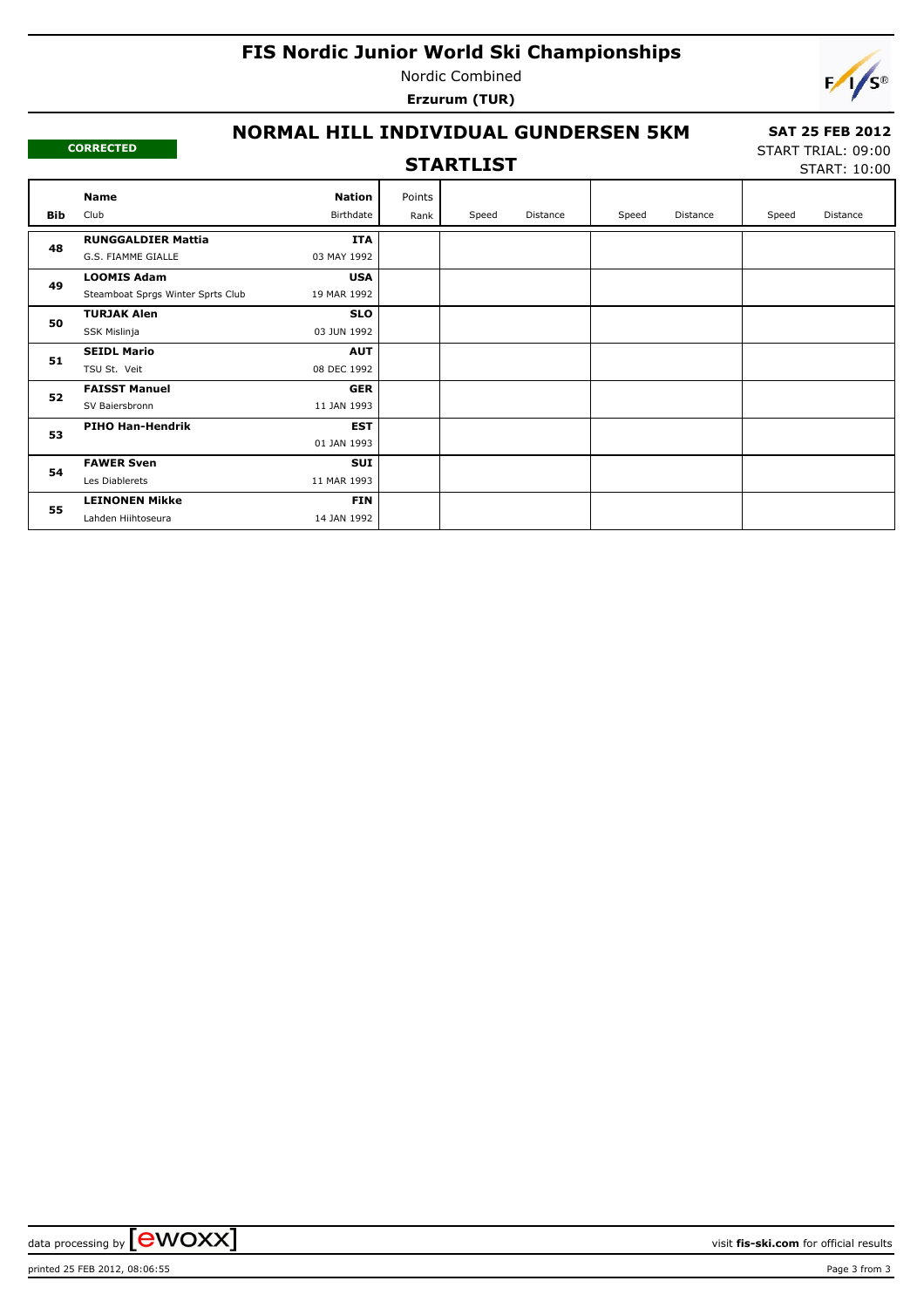# FIS Nordic Junior World Ski Championships

Nordic Combined

**Erzurum (TUR)**

**CORRECTED**

## NORMAL HILL INDIVIDUAL GUNDERSEN 5KM

### STARTLIST

**SAT 25 FEB 2012**

START TRIAL: 09:00

START: 10:00

| Bib | Name / Club | Nation / Birthdate | Points / Rank | Speed | Distance | Speed | Distance | Speed | Distance |
|---|---|---|---|---|---|---|---|---|---|
| 48 | **RUNGGALDIER Mattia**<br>G.S. FIAMME GIALLE | **ITA**<br>03 MAY 1992 | | | | | | | |
| 49 | **LOOMIS Adam**<br>Steamboat Sprgs Winter Sprts Club | **USA**<br>19 MAR 1992 | | | | | | | |
| 50 | **TURJAK Alen**<br>SSK Mislinja | **SLO**<br>03 JUN 1992 | | | | | | | |
| 51 | **SEIDL Mario**<br>TSU St. Veit | **AUT**<br>08 DEC 1992 | | | | | | | |
| 52 | **FAISST Manuel**<br>SV Baiersbronn | **GER**<br>11 JAN 1993 | | | | | | | |
| 53 | **PIHO Han-Hendrik** | **EST**<br>01 JAN 1993 | | | | | | | |
| 54 | **FAWER Sven**<br>Les Diablerets | **SUI**<br>11 MAR 1993 | | | | | | | |
| 55 | **LEINONEN Mikke**<br>Lahden Hiihtoseura | **FIN**<br>14 JAN 1992 | | | | | | | |

data processing by ewoxx — visit **fis-ski.com** for official results

printed 25 FEB 2012, 08:06:55